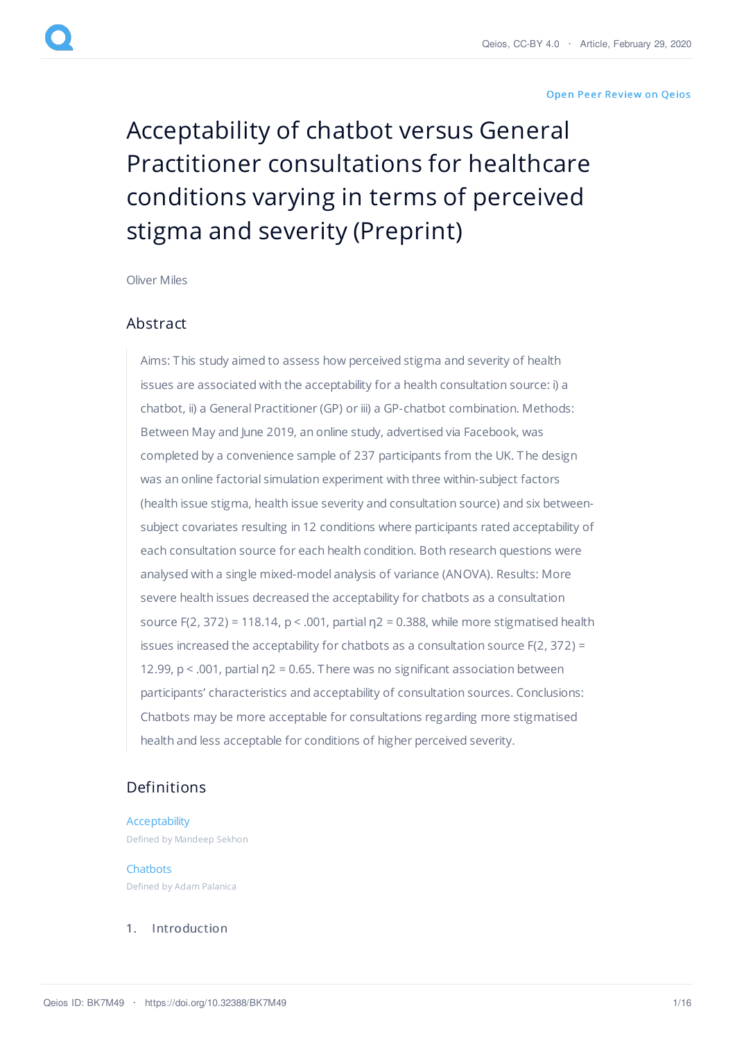"Open Peer Review on Qeios"

# Acceptability of chatbot versus General Practitioner consultations for healthcare conditions varying in terms of perceived stigma and severity (Preprint)

Oliver Miles

## Abstract

Aims: This study aimed to assess how perceived stigma and severity of health issues are associated with the acceptability for a health consultation source: i) a chatbot, ii) a General Practitioner (GP) or iii) a GP-chatbot combination. Methods: Between May and June 2019, an online study, advertised via Facebook, was completed by a convenience sample of 237 participants from the UK. The design was an online factorial simulation experiment with three within-subject factors (health issue stigma, health issue severity and consultation source) and six between-subject covariates resulting in 12 conditions where participants rated acceptability of each consultation source for each health condition. Both research questions were analysed with a single mixed-model analysis of variance (ANOVA). Results: More severe health issues decreased the acceptability for chatbots as a consultation source $F(2, 372) = 118.14$, $p < .001$, partial $\eta 2 = 0.388$, while more stigmatised health issues increased the acceptability for chatbots as a consultation source $F(2, 372) = 12.99$, $p < .001$, partial $\eta 2 = 0.65$. There was no significant association between participants' characteristics and acceptability of consultation sources. Conclusions: Chatbots may be more acceptable for consultations regarding more stigmatised health and less acceptable for conditions of higher perceived severity.

## Definitions

Acceptability
Defined by Mandeep Sekhon

Chatbots
Defined by Adam Palanica

## 1. Introduction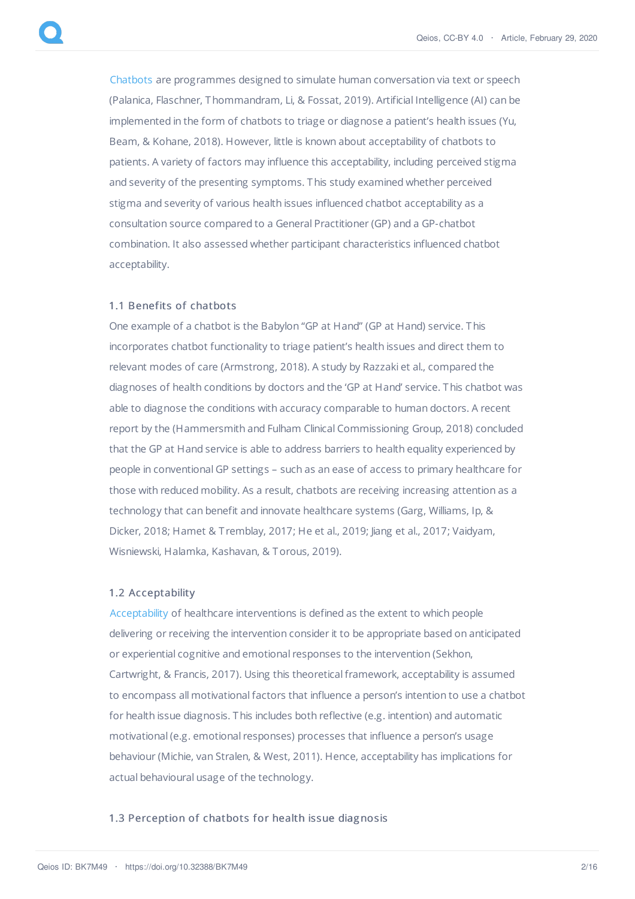Chatbots are programmes designed to simulate human conversation via text or speech (Palanica, Flaschner, Thommandram, Li, & Fossat, 2019). Artificial Intelligence (AI) can be implemented in the form of chatbots to triage or diagnose a patient's health issues (Yu, Beam, & Kohane, 2018). However, little is known about acceptability of chatbots to patients. A variety of factors may influence this acceptability, including perceived stigma and severity of the presenting symptoms. This study examined whether perceived stigma and severity of various health issues influenced chatbot acceptability as a consultation source compared to a General Practitioner (GP) and a GP-chatbot combination. It also assessed whether participant characteristics influenced chatbot acceptability.

### 1.1 Benefits of chatbots

One example of a chatbot is the Babylon "GP at Hand" (GP at Hand) service. This incorporates chatbot functionality to triage patient's health issues and direct them to relevant modes of care (Armstrong, 2018). A study by Razzaki et al., compared the diagnoses of health conditions by doctors and the 'GP at Hand' service. This chatbot was able to diagnose the conditions with accuracy comparable to human doctors. A recent report by the (Hammersmith and Fulham Clinical Commissioning Group, 2018) concluded that the GP at Hand service is able to address barriers to health equality experienced by people in conventional GP settings – such as an ease of access to primary healthcare for those with reduced mobility. As a result, chatbots are receiving increasing attention as a technology that can benefit and innovate healthcare systems (Garg, Williams, Ip, & Dicker, 2018; Hamet & Tremblay, 2017; He et al., 2019; Jiang et al., 2017; Vaidyam, Wisniewski, Halamka, Kashavan, & Torous, 2019).

### 1.2 Acceptability

Acceptability of healthcare interventions is defined as the extent to which people delivering or receiving the intervention consider it to be appropriate based on anticipated or experiential cognitive and emotional responses to the intervention (Sekhon, Cartwright, & Francis, 2017). Using this theoretical framework, acceptability is assumed to encompass all motivational factors that influence a person's intention to use a chatbot for health issue diagnosis. This includes both reflective (e.g. intention) and automatic motivational (e.g. emotional responses) processes that influence a person's usage behaviour (Michie, van Stralen, & West, 2011). Hence, acceptability has implications for actual behavioural usage of the technology.

### 1.3 Perception of chatbots for health issue diagnosis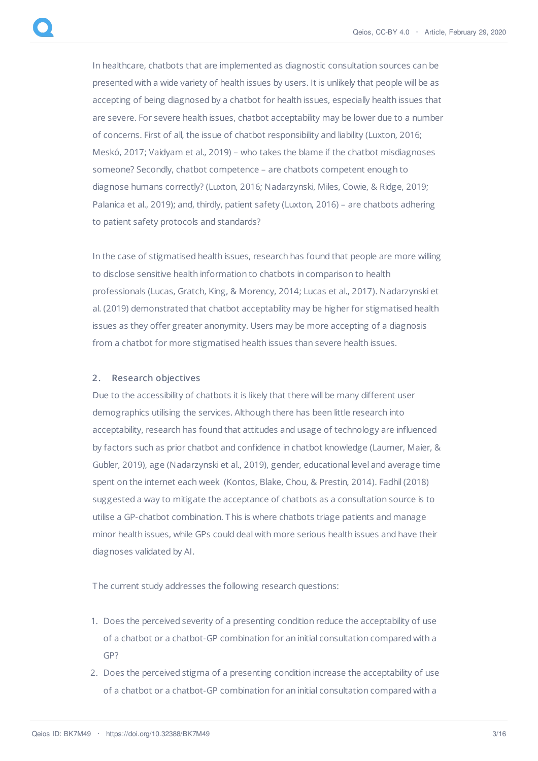In healthcare, chatbots that are implemented as diagnostic consultation sources can be presented with a wide variety of health issues by users. It is unlikely that people will be as accepting of being diagnosed by a chatbot for health issues, especially health issues that are severe. For severe health issues, chatbot acceptability may be lower due to a number of concerns. First of all, the issue of chatbot responsibility and liability (Luxton, 2016; Meskó, 2017; Vaidyam et al., 2019) – who takes the blame if the chatbot misdiagnoses someone? Secondly, chatbot competence – are chatbots competent enough to diagnose humans correctly? (Luxton, 2016; Nadarzynski, Miles, Cowie, & Ridge, 2019; Palanica et al., 2019); and, thirdly, patient safety (Luxton, 2016) – are chatbots adhering to patient safety protocols and standards?

In the case of stigmatised health issues, research has found that people are more willing to disclose sensitive health information to chatbots in comparison to health professionals (Lucas, Gratch, King, & Morency, 2014; Lucas et al., 2017). Nadarzynski et al. (2019) demonstrated that chatbot acceptability may be higher for stigmatised health issues as they offer greater anonymity. Users may be more accepting of a diagnosis from a chatbot for more stigmatised health issues than severe health issues.

## 2. Research objectives

Due to the accessibility of chatbots it is likely that there will be many different user demographics utilising the services. Although there has been little research into acceptability, research has found that attitudes and usage of technology are influenced by factors such as prior chatbot and confidence in chatbot knowledge (Laumer, Maier, & Gubler, 2019), age (Nadarzynski et al., 2019), gender, educational level and average time spent on the internet each week (Kontos, Blake, Chou, & Prestin, 2014). Fadhil (2018) suggested a way to mitigate the acceptance of chatbots as a consultation source is to utilise a GP-chatbot combination. This is where chatbots triage patients and manage minor health issues, while GPs could deal with more serious health issues and have their diagnoses validated by AI.

The current study addresses the following research questions:

1. Does the perceived severity of a presenting condition reduce the acceptability of use of a chatbot or a chatbot-GP combination for an initial consultation compared with a GP?
2. Does the perceived stigma of a presenting condition increase the acceptability of use of a chatbot or a chatbot-GP combination for an initial consultation compared with a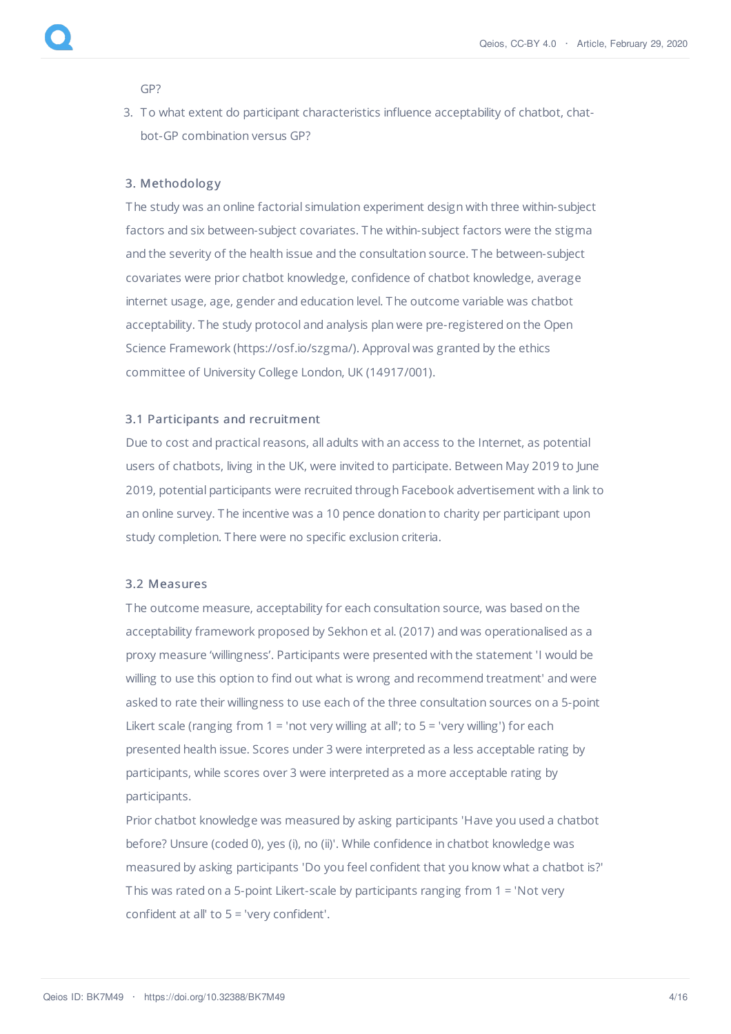GP?

3. To what extent do participant characteristics influence acceptability of chatbot, chat-bot-GP combination versus GP?

## 3. Methodology

The study was an online factorial simulation experiment design with three within-subject factors and six between-subject covariates. The within-subject factors were the stigma and the severity of the health issue and the consultation source. The between-subject covariates were prior chatbot knowledge, confidence of chatbot knowledge, average internet usage, age, gender and education level. The outcome variable was chatbot acceptability. The study protocol and analysis plan were pre-registered on the Open Science Framework (https://osf.io/szgma/). Approval was granted by the ethics committee of University College London, UK (14917/001).

### 3.1 Participants and recruitment

Due to cost and practical reasons, all adults with an access to the Internet, as potential users of chatbots, living in the UK, were invited to participate. Between May 2019 to June 2019, potential participants were recruited through Facebook advertisement with a link to an online survey. The incentive was a 10 pence donation to charity per participant upon study completion. There were no specific exclusion criteria.

### 3.2 Measures

The outcome measure, acceptability for each consultation source, was based on the acceptability framework proposed by Sekhon et al. (2017) and was operationalised as a proxy measure 'willingness'. Participants were presented with the statement 'I would be willing to use this option to find out what is wrong and recommend treatment' and were asked to rate their willingness to use each of the three consultation sources on a 5-point Likert scale (ranging from 1 = 'not very willing at all'; to 5 = 'very willing') for each presented health issue. Scores under 3 were interpreted as a less acceptable rating by participants, while scores over 3 were interpreted as a more acceptable rating by participants.

Prior chatbot knowledge was measured by asking participants 'Have you used a chatbot before? Unsure (coded 0), yes (i), no (ii)'. While confidence in chatbot knowledge was measured by asking participants 'Do you feel confident that you know what a chatbot is?' This was rated on a 5-point Likert-scale by participants ranging from 1 = 'Not very confident at all' to 5 = 'very confident'.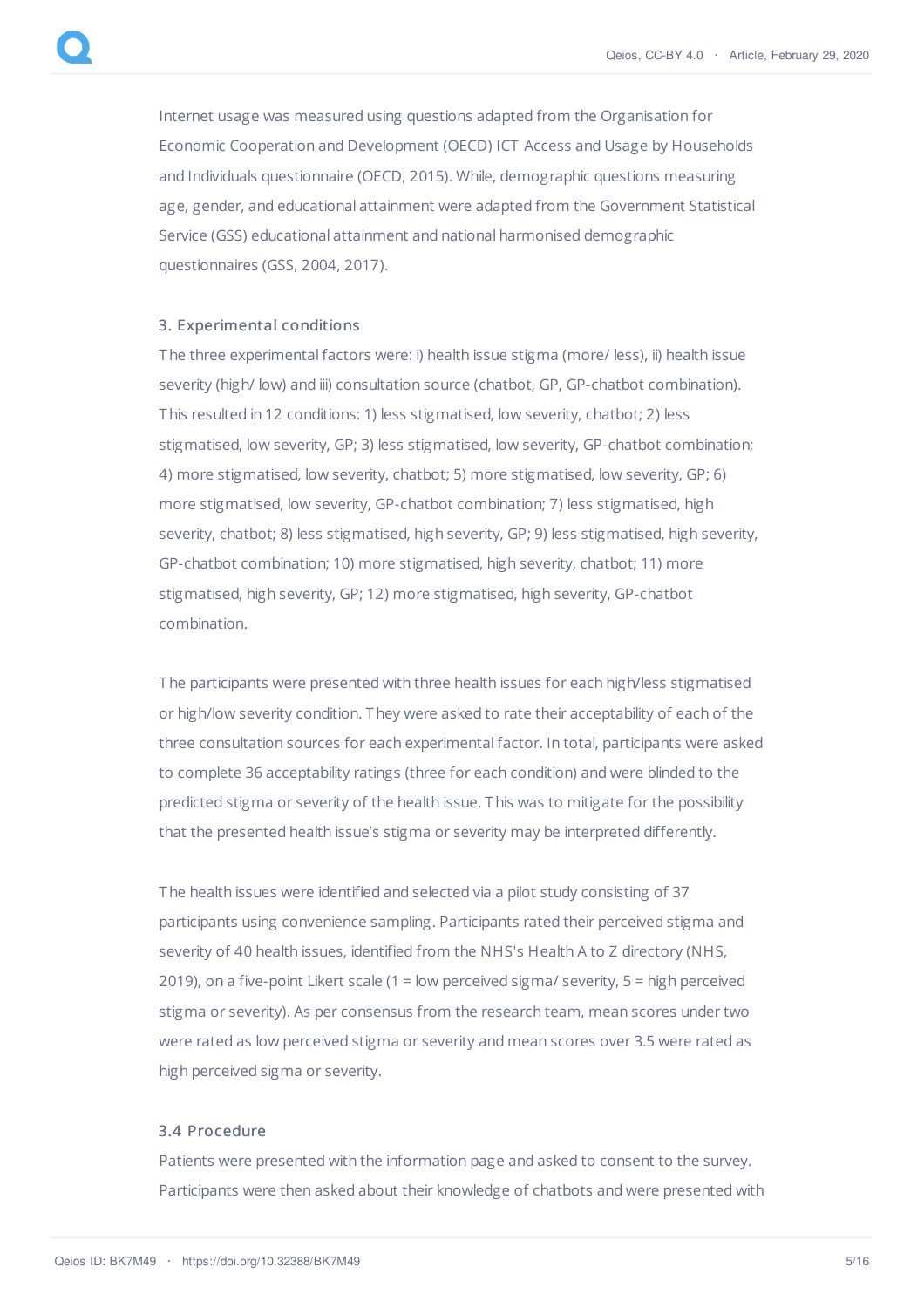Internet usage was measured using questions adapted from the Organisation for Economic Cooperation and Development (OECD) ICT Access and Usage by Households and Individuals questionnaire (OECD, 2015). While, demographic questions measuring age, gender, and educational attainment were adapted from the Government Statistical Service (GSS) educational attainment and national harmonised demographic questionnaires (GSS, 2004, 2017).

### 3. Experimental conditions

The three experimental factors were: i) health issue stigma (more/ less), ii) health issue severity (high/ low) and iii) consultation source (chatbot, GP, GP-chatbot combination). This resulted in 12 conditions: 1) less stigmatised, low severity, chatbot; 2) less stigmatised, low severity, GP; 3) less stigmatised, low severity, GP-chatbot combination; 4) more stigmatised, low severity, chatbot; 5) more stigmatised, low severity, GP; 6) more stigmatised, low severity, GP-chatbot combination; 7) less stigmatised, high severity, chatbot; 8) less stigmatised, high severity, GP; 9) less stigmatised, high severity, GP-chatbot combination; 10) more stigmatised, high severity, chatbot; 11) more stigmatised, high severity, GP; 12) more stigmatised, high severity, GP-chatbot combination.

The participants were presented with three health issues for each high/less stigmatised or high/low severity condition. They were asked to rate their acceptability of each of the three consultation sources for each experimental factor. In total, participants were asked to complete 36 acceptability ratings (three for each condition) and were blinded to the predicted stigma or severity of the health issue. This was to mitigate for the possibility that the presented health issue's stigma or severity may be interpreted differently.

The health issues were identified and selected via a pilot study consisting of 37 participants using convenience sampling. Participants rated their perceived stigma and severity of 40 health issues, identified from the NHS's Health A to Z directory (NHS, 2019), on a five-point Likert scale (1 = low perceived sigma/ severity, 5 = high perceived stigma or severity). As per consensus from the research team, mean scores under two were rated as low perceived stigma or severity and mean scores over 3.5 were rated as high perceived sigma or severity.

### 3.4 Procedure

Patients were presented with the information page and asked to consent to the survey. Participants were then asked about their knowledge of chatbots and were presented with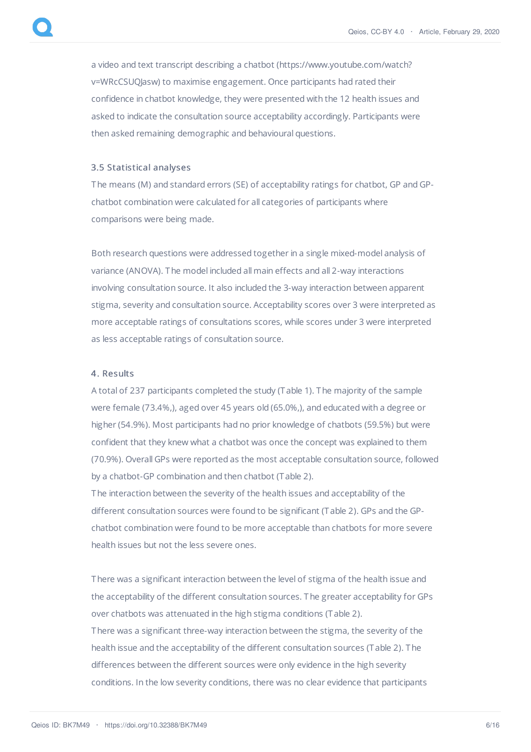a video and text transcript describing a chatbot (https://www.youtube.com/watch?v=WRcCSUQJasw) to maximise engagement. Once participants had rated their confidence in chatbot knowledge, they were presented with the 12 health issues and asked to indicate the consultation source acceptability accordingly. Participants were then asked remaining demographic and behavioural questions.

### 3.5 Statistical analyses

The means (M) and standard errors (SE) of acceptability ratings for chatbot, GP and GP-chatbot combination were calculated for all categories of participants where comparisons were being made.

Both research questions were addressed together in a single mixed-model analysis of variance (ANOVA). The model included all main effects and all 2-way interactions involving consultation source. It also included the 3-way interaction between apparent stigma, severity and consultation source. Acceptability scores over 3 were interpreted as more acceptable ratings of consultations scores, while scores under 3 were interpreted as less acceptable ratings of consultation source.

## 4. Results

A total of 237 participants completed the study (Table 1). The majority of the sample were female (73.4%,), aged over 45 years old (65.0%,), and educated with a degree or higher (54.9%). Most participants had no prior knowledge of chatbots (59.5%) but were confident that they knew what a chatbot was once the concept was explained to them (70.9%). Overall GPs were reported as the most acceptable consultation source, followed by a chatbot-GP combination and then chatbot (Table 2).

The interaction between the severity of the health issues and acceptability of the different consultation sources were found to be significant (Table 2). GPs and the GP-chatbot combination were found to be more acceptable than chatbots for more severe health issues but not the less severe ones.

There was a significant interaction between the level of stigma of the health issue and the acceptability of the different consultation sources. The greater acceptability for GPs over chatbots was attenuated in the high stigma conditions (Table 2).

There was a significant three-way interaction between the stigma, the severity of the health issue and the acceptability of the different consultation sources (Table 2). The differences between the different sources were only evidence in the high severity conditions. In the low severity conditions, there was no clear evidence that participants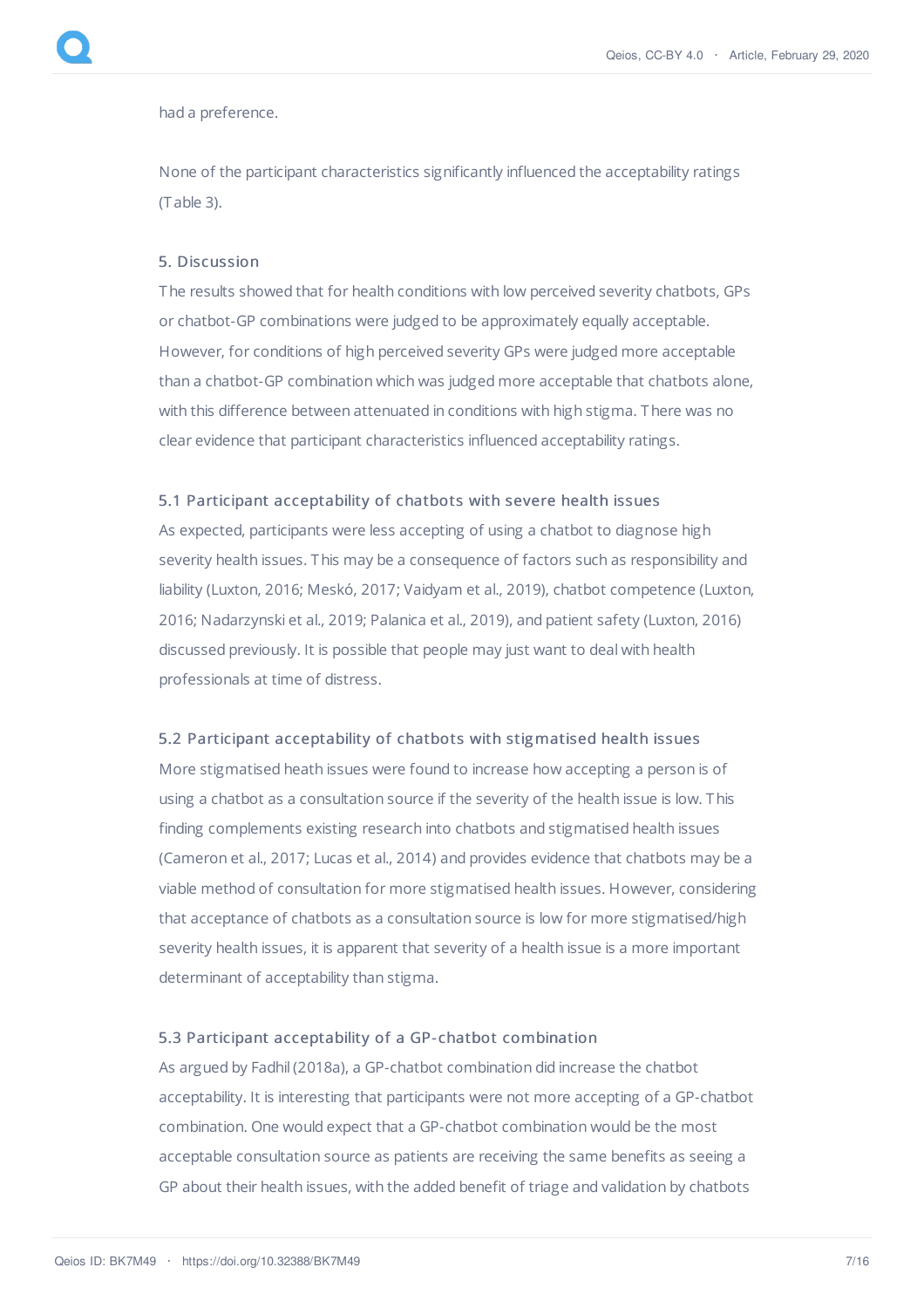had a preference.

None of the participant characteristics significantly influenced the acceptability ratings (Table 3).

## 5. Discussion

The results showed that for health conditions with low perceived severity chatbots, GPs or chatbot-GP combinations were judged to be approximately equally acceptable. However, for conditions of high perceived severity GPs were judged more acceptable than a chatbot-GP combination which was judged more acceptable that chatbots alone, with this difference between attenuated in conditions with high stigma. There was no clear evidence that participant characteristics influenced acceptability ratings.

### 5.1 Participant acceptability of chatbots with severe health issues

As expected, participants were less accepting of using a chatbot to diagnose high severity health issues. This may be a consequence of factors such as responsibility and liability (Luxton, 2016; Meskó, 2017; Vaidyam et al., 2019), chatbot competence (Luxton, 2016; Nadarzynski et al., 2019; Palanica et al., 2019), and patient safety (Luxton, 2016) discussed previously. It is possible that people may just want to deal with health professionals at time of distress.

### 5.2 Participant acceptability of chatbots with stigmatised health issues

More stigmatised heath issues were found to increase how accepting a person is of using a chatbot as a consultation source if the severity of the health issue is low. This finding complements existing research into chatbots and stigmatised health issues (Cameron et al., 2017; Lucas et al., 2014) and provides evidence that chatbots may be a viable method of consultation for more stigmatised health issues. However, considering that acceptance of chatbots as a consultation source is low for more stigmatised/high severity health issues, it is apparent that severity of a health issue is a more important determinant of acceptability than stigma.

### 5.3 Participant acceptability of a GP-chatbot combination

As argued by Fadhil (2018a), a GP-chatbot combination did increase the chatbot acceptability. It is interesting that participants were not more accepting of a GP-chatbot combination. One would expect that a GP-chatbot combination would be the most acceptable consultation source as patients are receiving the same benefits as seeing a GP about their health issues, with the added benefit of triage and validation by chatbots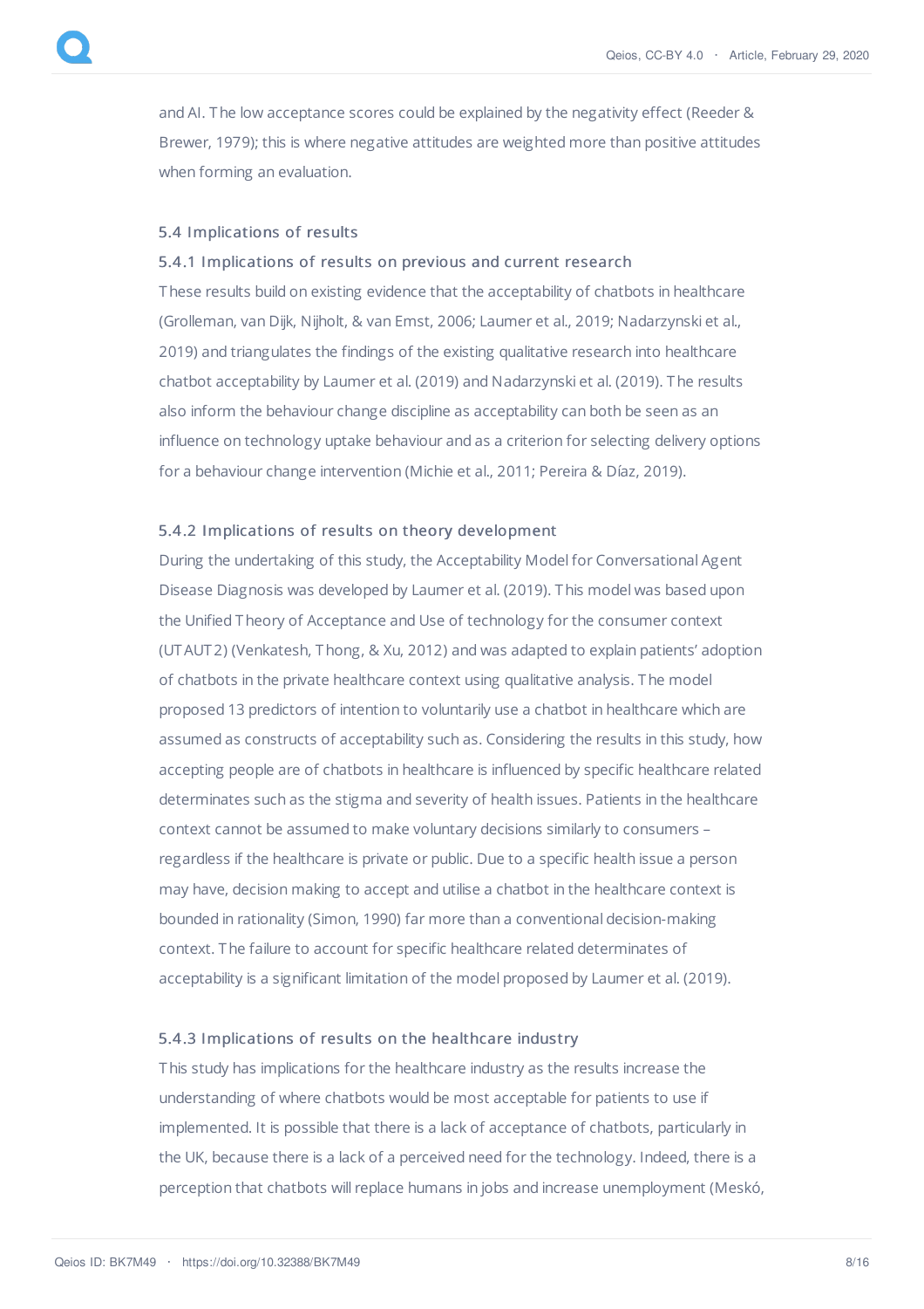and AI. The low acceptance scores could be explained by the negativity effect (Reeder & Brewer, 1979); this is where negative attitudes are weighted more than positive attitudes when forming an evaluation.

### 5.4 Implications of results

#### 5.4.1 Implications of results on previous and current research

These results build on existing evidence that the acceptability of chatbots in healthcare (Grolleman, van Dijk, Nijholt, & van Emst, 2006; Laumer et al., 2019; Nadarzynski et al., 2019) and triangulates the findings of the existing qualitative research into healthcare chatbot acceptability by Laumer et al. (2019) and Nadarzynski et al. (2019). The results also inform the behaviour change discipline as acceptability can both be seen as an influence on technology uptake behaviour and as a criterion for selecting delivery options for a behaviour change intervention (Michie et al., 2011; Pereira & Díaz, 2019).

#### 5.4.2 Implications of results on theory development

During the undertaking of this study, the Acceptability Model for Conversational Agent Disease Diagnosis was developed by Laumer et al. (2019). This model was based upon the Unified Theory of Acceptance and Use of technology for the consumer context (UTAUT2) (Venkatesh, Thong, & Xu, 2012) and was adapted to explain patients' adoption of chatbots in the private healthcare context using qualitative analysis. The model proposed 13 predictors of intention to voluntarily use a chatbot in healthcare which are assumed as constructs of acceptability such as. Considering the results in this study, how accepting people are of chatbots in healthcare is influenced by specific healthcare related determinates such as the stigma and severity of health issues. Patients in the healthcare context cannot be assumed to make voluntary decisions similarly to consumers – regardless if the healthcare is private or public. Due to a specific health issue a person may have, decision making to accept and utilise a chatbot in the healthcare context is bounded in rationality (Simon, 1990) far more than a conventional decision-making context. The failure to account for specific healthcare related determinates of acceptability is a significant limitation of the model proposed by Laumer et al. (2019).

#### 5.4.3 Implications of results on the healthcare industry

This study has implications for the healthcare industry as the results increase the understanding of where chatbots would be most acceptable for patients to use if implemented. It is possible that there is a lack of acceptance of chatbots, particularly in the UK, because there is a lack of a perceived need for the technology. Indeed, there is a perception that chatbots will replace humans in jobs and increase unemployment (Meskó,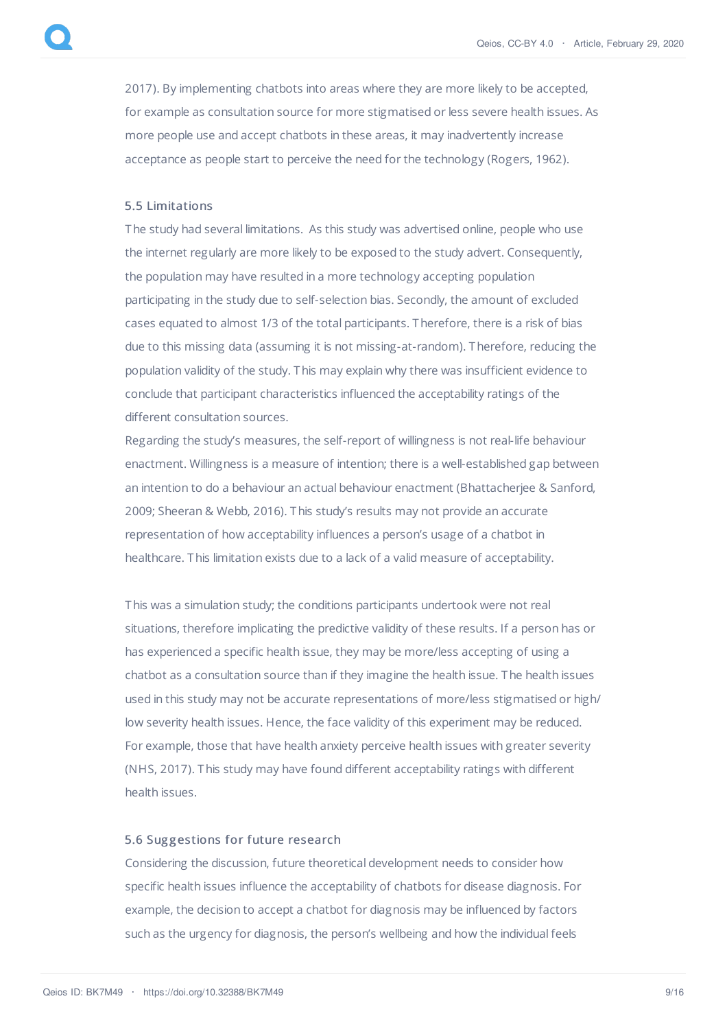2017). By implementing chatbots into areas where they are more likely to be accepted, for example as consultation source for more stigmatised or less severe health issues. As more people use and accept chatbots in these areas, it may inadvertently increase acceptance as people start to perceive the need for the technology (Rogers, 1962).

### 5.5 Limitations

The study had several limitations. As this study was advertised online, people who use the internet regularly are more likely to be exposed to the study advert. Consequently, the population may have resulted in a more technology accepting population participating in the study due to self-selection bias. Secondly, the amount of excluded cases equated to almost 1/3 of the total participants. Therefore, there is a risk of bias due to this missing data (assuming it is not missing-at-random). Therefore, reducing the population validity of the study. This may explain why there was insufficient evidence to conclude that participant characteristics influenced the acceptability ratings of the different consultation sources.

Regarding the study's measures, the self-report of willingness is not real-life behaviour enactment. Willingness is a measure of intention; there is a well-established gap between an intention to do a behaviour an actual behaviour enactment (Bhattacherjee & Sanford, 2009; Sheeran & Webb, 2016). This study's results may not provide an accurate representation of how acceptability influences a person's usage of a chatbot in healthcare. This limitation exists due to a lack of a valid measure of acceptability.

This was a simulation study; the conditions participants undertook were not real situations, therefore implicating the predictive validity of these results. If a person has or has experienced a specific health issue, they may be more/less accepting of using a chatbot as a consultation source than if they imagine the health issue. The health issues used in this study may not be accurate representations of more/less stigmatised or high/low severity health issues. Hence, the face validity of this experiment may be reduced. For example, those that have health anxiety perceive health issues with greater severity (NHS, 2017). This study may have found different acceptability ratings with different health issues.

### 5.6 Suggestions for future research

Considering the discussion, future theoretical development needs to consider how specific health issues influence the acceptability of chatbots for disease diagnosis. For example, the decision to accept a chatbot for diagnosis may be influenced by factors such as the urgency for diagnosis, the person's wellbeing and how the individual feels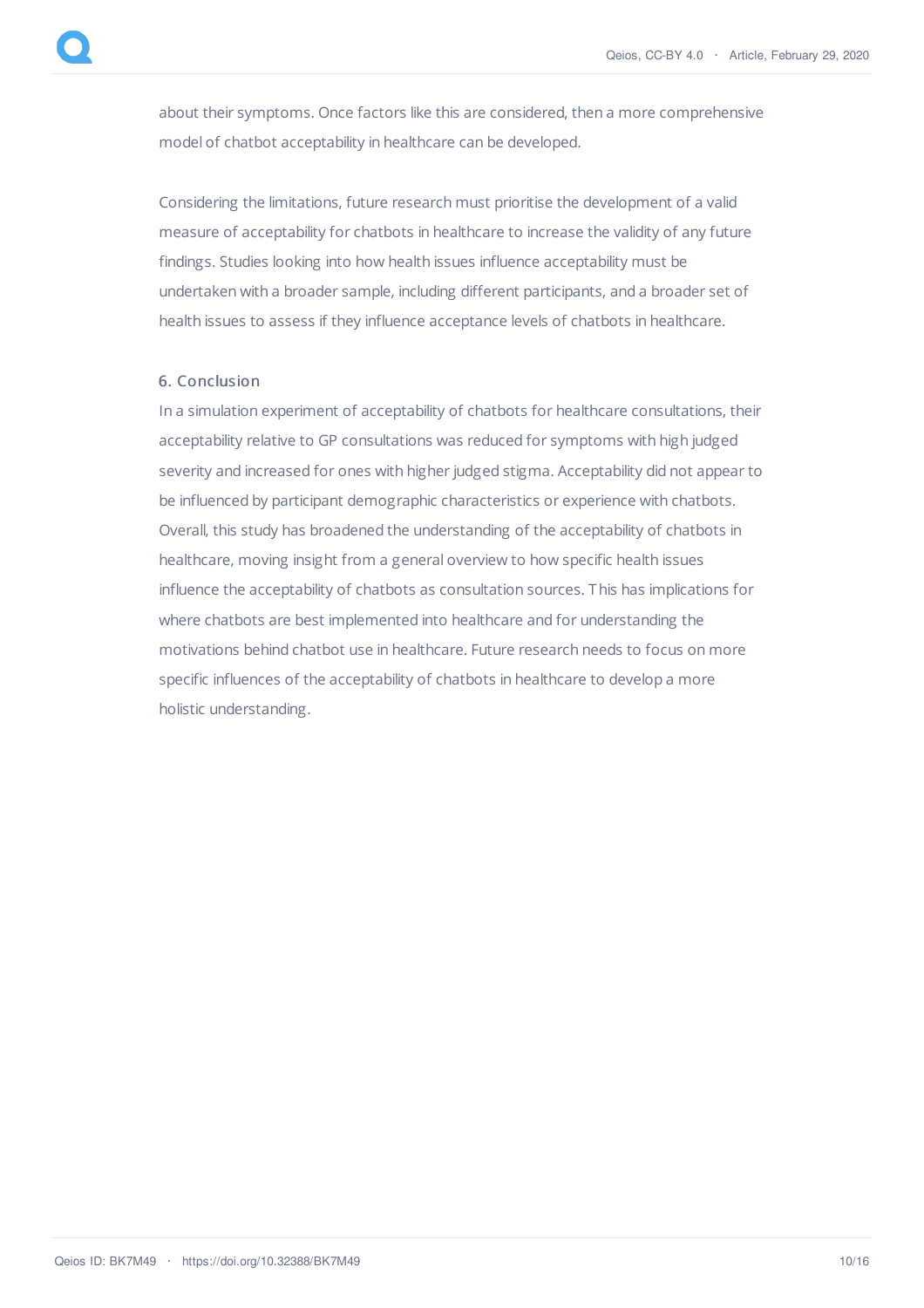about their symptoms. Once factors like this are considered, then a more comprehensive model of chatbot acceptability in healthcare can be developed.

Considering the limitations, future research must prioritise the development of a valid measure of acceptability for chatbots in healthcare to increase the validity of any future findings. Studies looking into how health issues influence acceptability must be undertaken with a broader sample, including different participants, and a broader set of health issues to assess if they influence acceptance levels of chatbots in healthcare.

## 6. Conclusion

In a simulation experiment of acceptability of chatbots for healthcare consultations, their acceptability relative to GP consultations was reduced for symptoms with high judged severity and increased for ones with higher judged stigma. Acceptability did not appear to be influenced by participant demographic characteristics or experience with chatbots. Overall, this study has broadened the understanding of the acceptability of chatbots in healthcare, moving insight from a general overview to how specific health issues influence the acceptability of chatbots as consultation sources. This has implications for where chatbots are best implemented into healthcare and for understanding the motivations behind chatbot use in healthcare. Future research needs to focus on more specific influences of the acceptability of chatbots in healthcare to develop a more holistic understanding.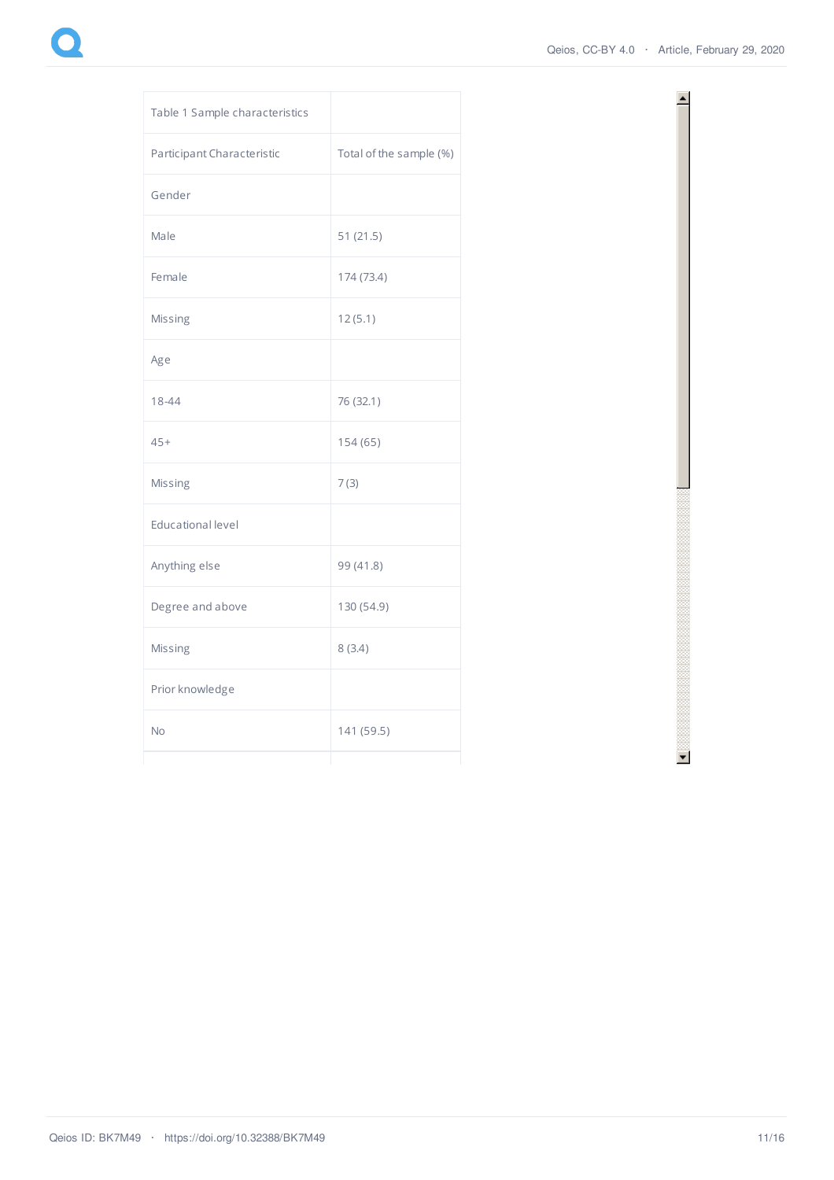| Table 1 Sample characteristics | |
|---|---|
| Participant Characteristic | Total of the sample (%) |
| Gender | |
| Male | 51 (21.5) |
| Female | 174 (73.4) |
| Missing | 12 (5.1) |
| Age | |
| 18-44 | 76 (32.1) |
| 45+ | 154 (65) |
| Missing | 7 (3) |
| Educational level | |
| Anything else | 99 (41.8) |
| Degree and above | 130 (54.9) |
| Missing | 8 (3.4) |
| Prior knowledge | |
| No | 141 (59.5) |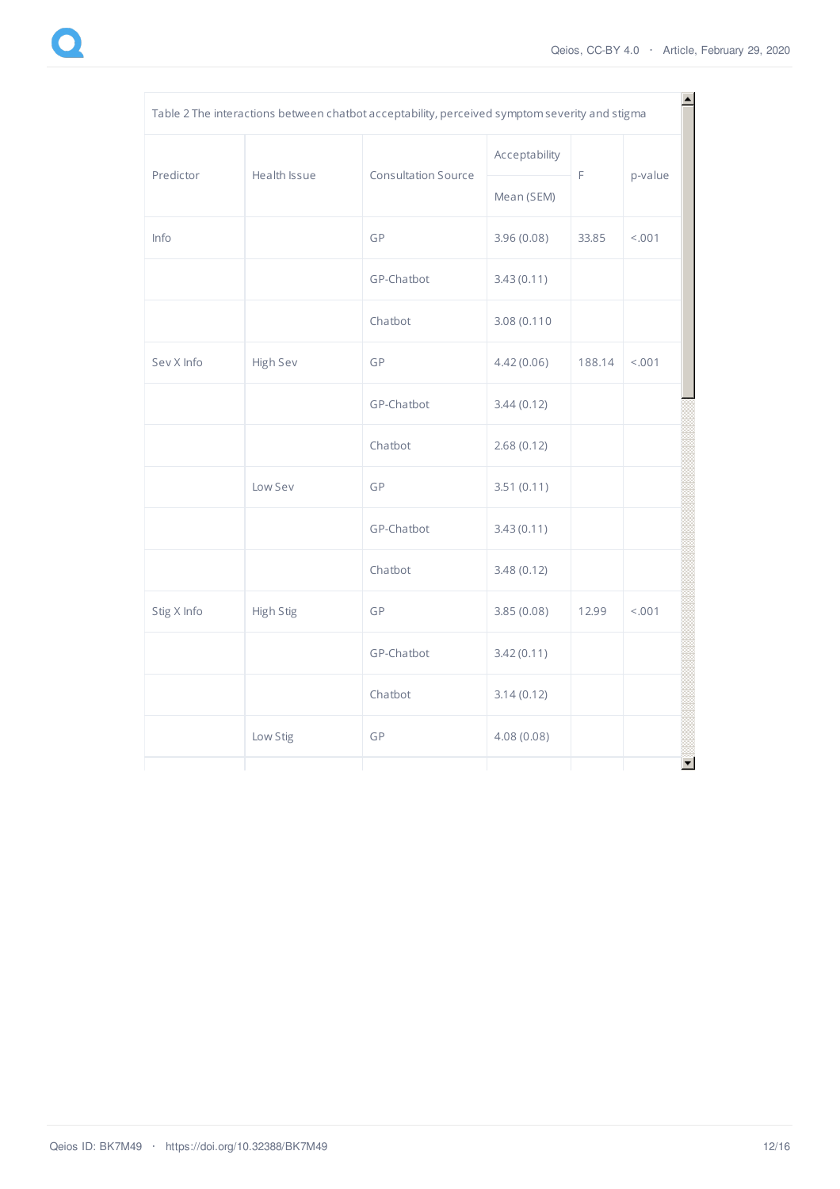Table 2 The interactions between chatbot acceptability, perceived symptom severity and stigma

| Predictor | Health Issue | Consultation Source | Acceptability | F | p-value |
|---|---|---|---|---|---|
| | | | Mean (SEM) | | |
| Info | | GP | 3.96 (0.08) | 33.85 | <.001 |
| | | GP-Chatbot | 3.43 (0.11) | | |
| | | Chatbot | 3.08 (0.110 | | |
| Sev X Info | High Sev | GP | 4.42 (0.06) | 188.14 | <.001 |
| | | GP-Chatbot | 3.44 (0.12) | | |
| | | Chatbot | 2.68 (0.12) | | |
| | Low Sev | GP | 3.51 (0.11) | | |
| | | GP-Chatbot | 3.43 (0.11) | | |
| | | Chatbot | 3.48 (0.12) | | |
| Stig X Info | High Stig | GP | 3.85 (0.08) | 12.99 | <.001 |
| | | GP-Chatbot | 3.42 (0.11) | | |
| | | Chatbot | 3.14 (0.12) | | |
| | Low Stig | GP | 4.08 (0.08) | | |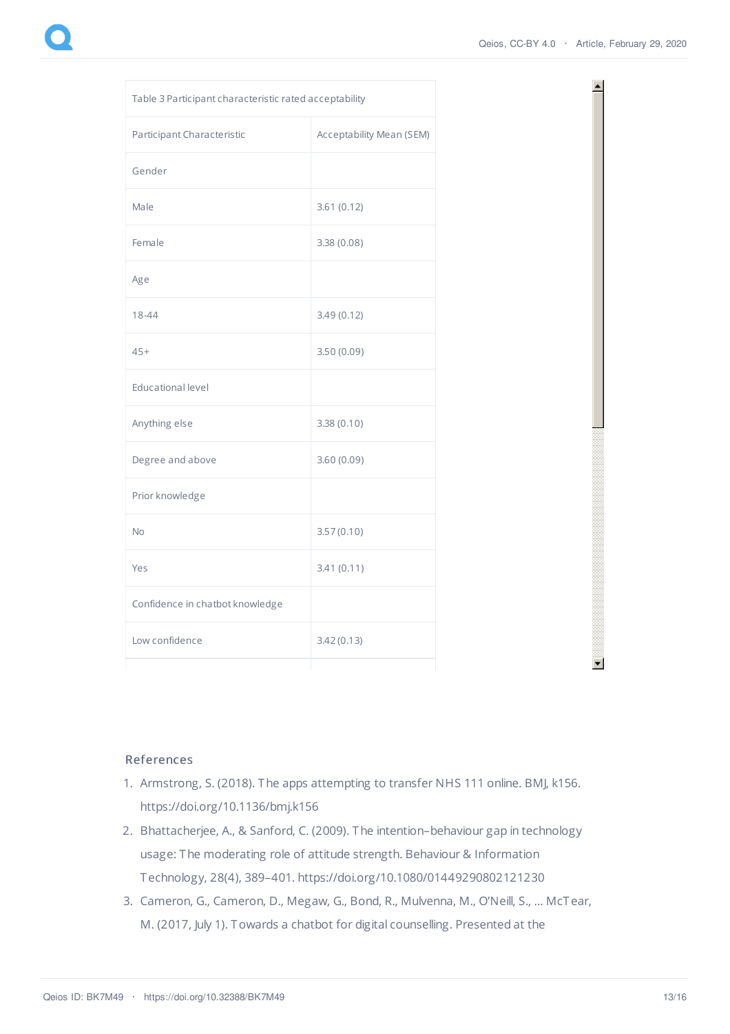| Table 3 Participant characteristic rated acceptability | |
|---|---|
| Participant Characteristic | Acceptability Mean (SEM) |
| Gender | |
| Male | 3.61 (0.12) |
| Female | 3.38 (0.08) |
| Age | |
| 18-44 | 3.49 (0.12) |
| 45+ | 3.50 (0.09) |
| Educational level | |
| Anything else | 3.38 (0.10) |
| Degree and above | 3.60 (0.09) |
| Prior knowledge | |
| No | 3.57 (0.10) |
| Yes | 3.41 (0.11) |
| Confidence in chatbot knowledge | |
| Low confidence | 3.42 (0.13) |

## References

1. Armstrong, S. (2018). The apps attempting to transfer NHS 111 online. BMJ, k156. https://doi.org/10.1136/bmj.k156
2. Bhattacherjee, A., & Sanford, C. (2009). The intention–behaviour gap in technology usage: The moderating role of attitude strength. Behaviour & Information Technology, 28(4), 389–401. https://doi.org/10.1080/01449290802121230
3. Cameron, G., Cameron, D., Megaw, G., Bond, R., Mulvenna, M., O'Neill, S., ... McTear, M. (2017, July 1). Towards a chatbot for digital counselling. Presented at the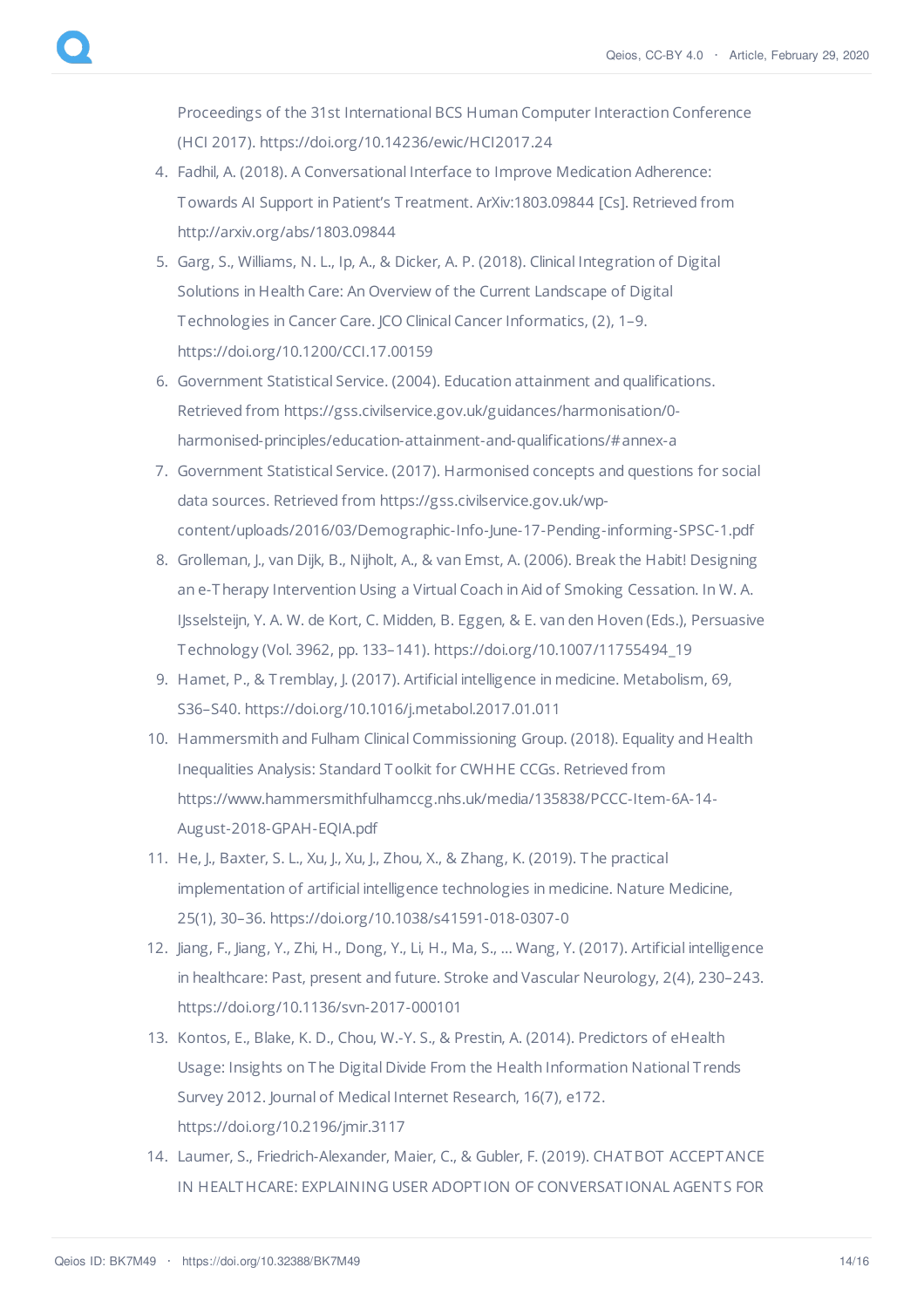Proceedings of the 31st International BCS Human Computer Interaction Conference (HCI 2017). https://doi.org/10.14236/ewic/HCI2017.24

4. Fadhil, A. (2018). A Conversational Interface to Improve Medication Adherence: Towards AI Support in Patient's Treatment. ArXiv:1803.09844 [Cs]. Retrieved from http://arxiv.org/abs/1803.09844
5. Garg, S., Williams, N. L., Ip, A., & Dicker, A. P. (2018). Clinical Integration of Digital Solutions in Health Care: An Overview of the Current Landscape of Digital Technologies in Cancer Care. JCO Clinical Cancer Informatics, (2), 1–9. https://doi.org/10.1200/CCI.17.00159
6. Government Statistical Service. (2004). Education attainment and qualifications. Retrieved from https://gss.civilservice.gov.uk/guidances/harmonisation/0-harmonised-principles/education-attainment-and-qualifications/#annex-a
7. Government Statistical Service. (2017). Harmonised concepts and questions for social data sources. Retrieved from https://gss.civilservice.gov.uk/wp-content/uploads/2016/03/Demographic-Info-June-17-Pending-informing-SPSC-1.pdf
8. Grolleman, J., van Dijk, B., Nijholt, A., & van Emst, A. (2006). Break the Habit! Designing an e-Therapy Intervention Using a Virtual Coach in Aid of Smoking Cessation. In W. A. IJsselsteijn, Y. A. W. de Kort, C. Midden, B. Eggen, & E. van den Hoven (Eds.), Persuasive Technology (Vol. 3962, pp. 133–141). https://doi.org/10.1007/11755494_19
9. Hamet, P., & Tremblay, J. (2017). Artificial intelligence in medicine. Metabolism, 69, S36–S40. https://doi.org/10.1016/j.metabol.2017.01.011
10. Hammersmith and Fulham Clinical Commissioning Group. (2018). Equality and Health Inequalities Analysis: Standard Toolkit for CWHHE CCGs. Retrieved from https://www.hammersmithfulhamccg.nhs.uk/media/135838/PCCC-Item-6A-14-August-2018-GPAH-EQIA.pdf
11. He, J., Baxter, S. L., Xu, J., Xu, J., Zhou, X., & Zhang, K. (2019). The practical implementation of artificial intelligence technologies in medicine. Nature Medicine, 25(1), 30–36. https://doi.org/10.1038/s41591-018-0307-0
12. Jiang, F., Jiang, Y., Zhi, H., Dong, Y., Li, H., Ma, S., … Wang, Y. (2017). Artificial intelligence in healthcare: Past, present and future. Stroke and Vascular Neurology, 2(4), 230–243. https://doi.org/10.1136/svn-2017-000101
13. Kontos, E., Blake, K. D., Chou, W.-Y. S., & Prestin, A. (2014). Predictors of eHealth Usage: Insights on The Digital Divide From the Health Information National Trends Survey 2012. Journal of Medical Internet Research, 16(7), e172. https://doi.org/10.2196/jmir.3117
14. Laumer, S., Friedrich-Alexander, Maier, C., & Gubler, F. (2019). CHATBOT ACCEPTANCE IN HEALTHCARE: EXPLAINING USER ADOPTION OF CONVERSATIONAL AGENTS FOR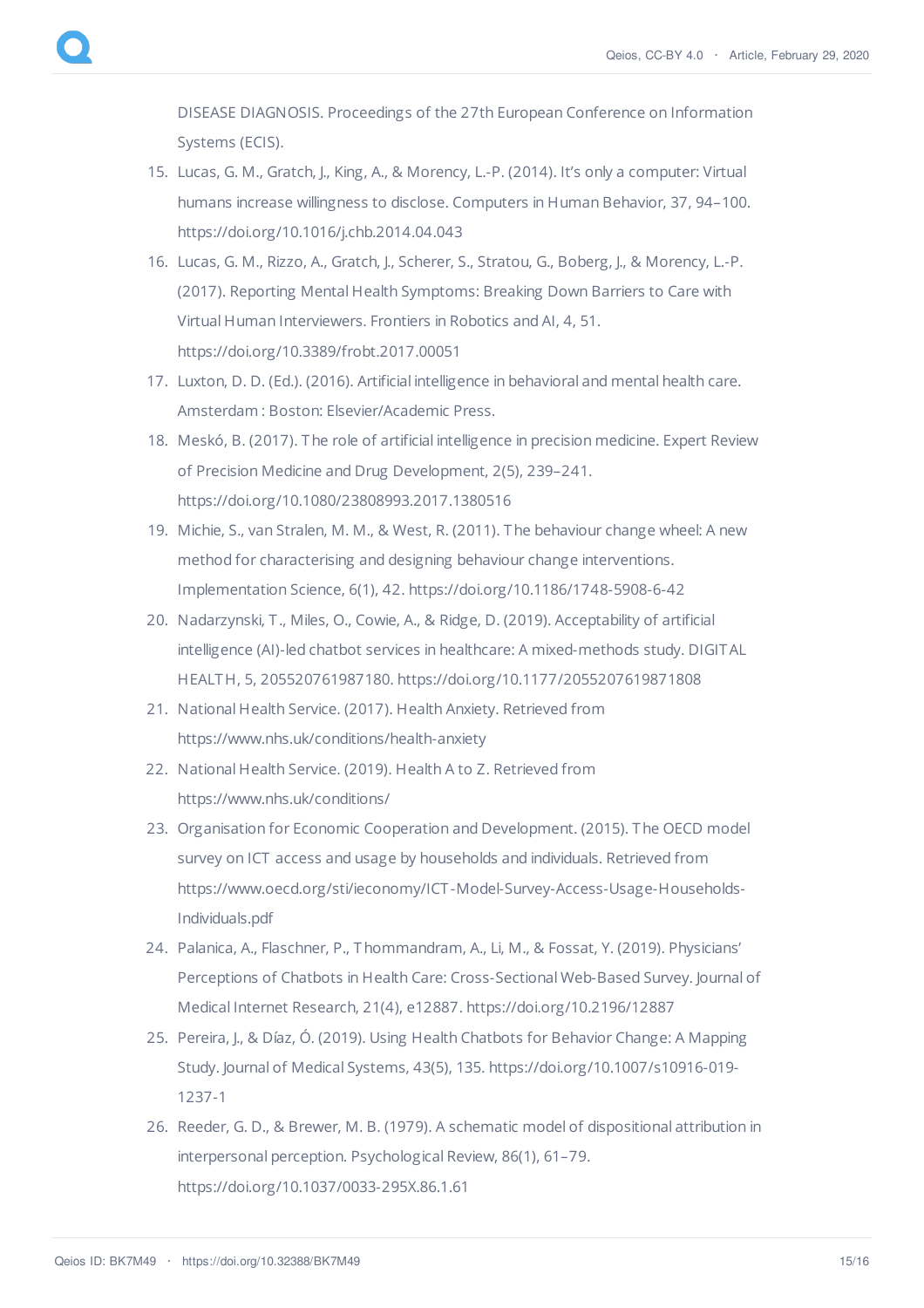DISEASE DIAGNOSIS. Proceedings of the 27th European Conference on Information Systems (ECIS).

15. Lucas, G. M., Gratch, J., King, A., & Morency, L.-P. (2014). It's only a computer: Virtual humans increase willingness to disclose. Computers in Human Behavior, 37, 94–100. https://doi.org/10.1016/j.chb.2014.04.043
16. Lucas, G. M., Rizzo, A., Gratch, J., Scherer, S., Stratou, G., Boberg, J., & Morency, L.-P. (2017). Reporting Mental Health Symptoms: Breaking Down Barriers to Care with Virtual Human Interviewers. Frontiers in Robotics and AI, 4, 51. https://doi.org/10.3389/frobt.2017.00051
17. Luxton, D. D. (Ed.). (2016). Artificial intelligence in behavioral and mental health care. Amsterdam : Boston: Elsevier/Academic Press.
18. Meskó, B. (2017). The role of artificial intelligence in precision medicine. Expert Review of Precision Medicine and Drug Development, 2(5), 239–241. https://doi.org/10.1080/23808993.2017.1380516
19. Michie, S., van Stralen, M. M., & West, R. (2011). The behaviour change wheel: A new method for characterising and designing behaviour change interventions. Implementation Science, 6(1), 42. https://doi.org/10.1186/1748-5908-6-42
20. Nadarzynski, T., Miles, O., Cowie, A., & Ridge, D. (2019). Acceptability of artificial intelligence (AI)-led chatbot services in healthcare: A mixed-methods study. DIGITAL HEALTH, 5, 205520761987180. https://doi.org/10.1177/2055207619871808
21. National Health Service. (2017). Health Anxiety. Retrieved from https://www.nhs.uk/conditions/health-anxiety
22. National Health Service. (2019). Health A to Z. Retrieved from https://www.nhs.uk/conditions/
23. Organisation for Economic Cooperation and Development. (2015). The OECD model survey on ICT access and usage by households and individuals. Retrieved from https://www.oecd.org/sti/ieconomy/ICT-Model-Survey-Access-Usage-Households-Individuals.pdf
24. Palanica, A., Flaschner, P., Thommandram, A., Li, M., & Fossat, Y. (2019). Physicians' Perceptions of Chatbots in Health Care: Cross-Sectional Web-Based Survey. Journal of Medical Internet Research, 21(4), e12887. https://doi.org/10.2196/12887
25. Pereira, J., & Díaz, Ó. (2019). Using Health Chatbots for Behavior Change: A Mapping Study. Journal of Medical Systems, 43(5), 135. https://doi.org/10.1007/s10916-019-1237-1
26. Reeder, G. D., & Brewer, M. B. (1979). A schematic model of dispositional attribution in interpersonal perception. Psychological Review, 86(1), 61–79. https://doi.org/10.1037/0033-295X.86.1.61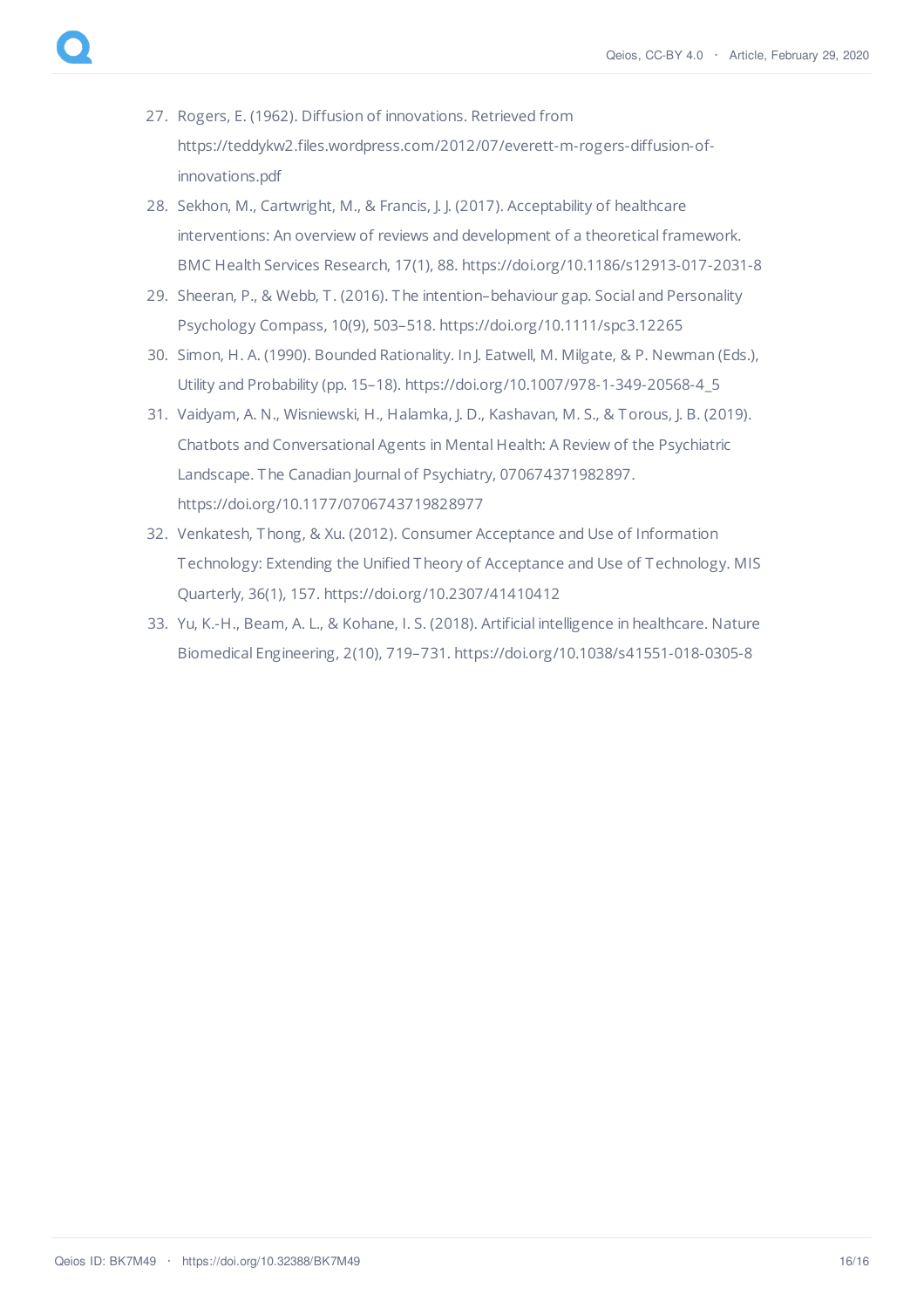27. Rogers, E. (1962). Diffusion of innovations. Retrieved from https://teddykw2.files.wordpress.com/2012/07/everett-m-rogers-diffusion-of-innovations.pdf
28. Sekhon, M., Cartwright, M., & Francis, J. J. (2017). Acceptability of healthcare interventions: An overview of reviews and development of a theoretical framework. BMC Health Services Research, 17(1), 88. https://doi.org/10.1186/s12913-017-2031-8
29. Sheeran, P., & Webb, T. (2016). The intention–behaviour gap. Social and Personality Psychology Compass, 10(9), 503–518. https://doi.org/10.1111/spc3.12265
30. Simon, H. A. (1990). Bounded Rationality. In J. Eatwell, M. Milgate, & P. Newman (Eds.), Utility and Probability (pp. 15–18). https://doi.org/10.1007/978-1-349-20568-4_5
31. Vaidyam, A. N., Wisniewski, H., Halamka, J. D., Kashavan, M. S., & Torous, J. B. (2019). Chatbots and Conversational Agents in Mental Health: A Review of the Psychiatric Landscape. The Canadian Journal of Psychiatry, 070674371982897. https://doi.org/10.1177/0706743719828977
32. Venkatesh, Thong, & Xu. (2012). Consumer Acceptance and Use of Information Technology: Extending the Unified Theory of Acceptance and Use of Technology. MIS Quarterly, 36(1), 157. https://doi.org/10.2307/41410412
33. Yu, K.-H., Beam, A. L., & Kohane, I. S. (2018). Artificial intelligence in healthcare. Nature Biomedical Engineering, 2(10), 719–731. https://doi.org/10.1038/s41551-018-0305-8